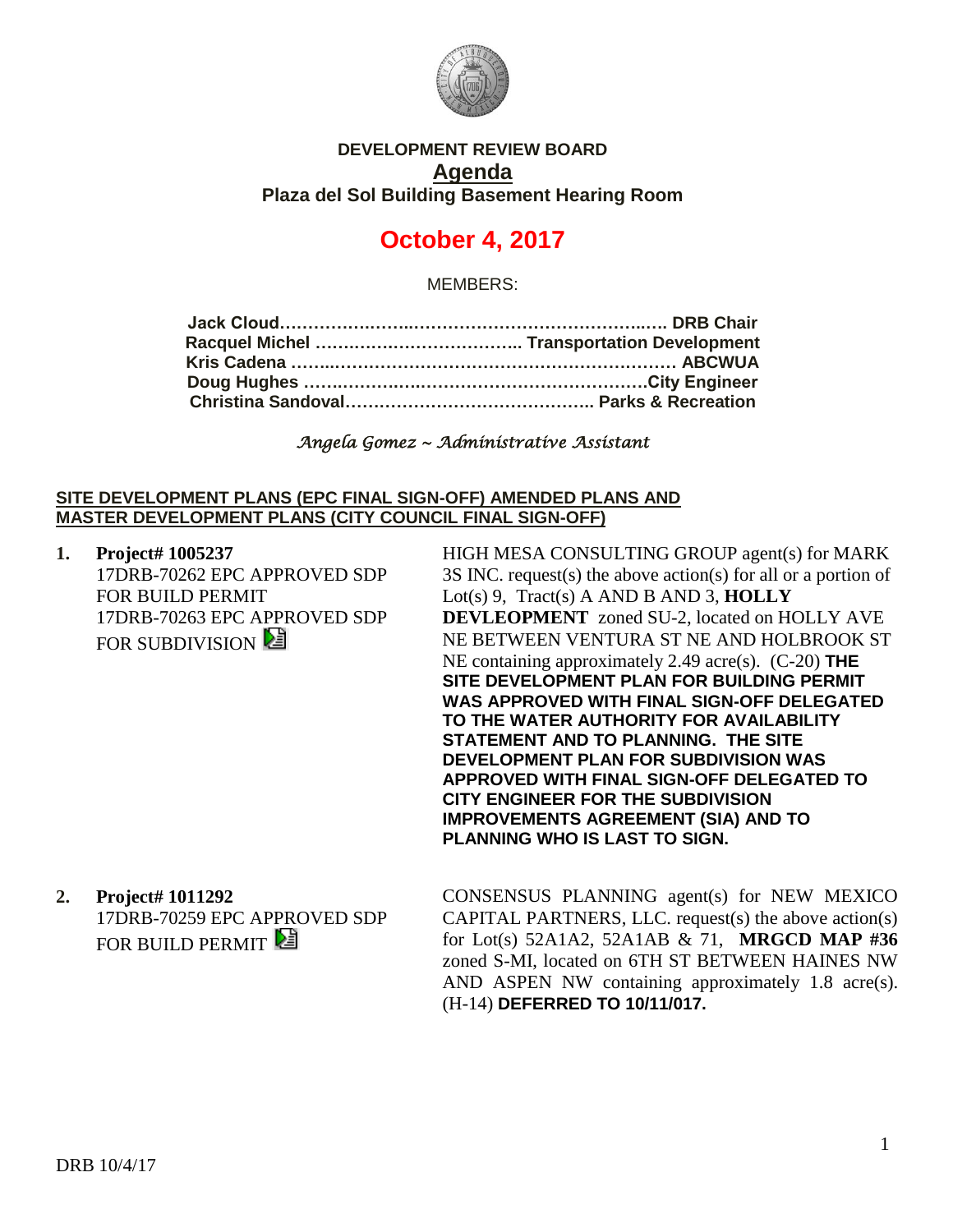# DEVELOPMENT REVIEW BOARD

## Agenda

### Plaza del Sol Building Basement Hearing Room

## October 4, 2017

MEMBERS:

**Jack Cloud……………..………………………………………..…. DRB Chair**
**Racquel Michel ………………………………. Transportation Development**
**Kris Cadena ……..………………………………………………… ABCWUA**
**Doug Hughes ……….……….……………………………………City Engineer**
**Christina Sandoval…………………………………….. Parks & Recreation**

*Angela Gomez ~ Administrative Assistant*

**SITE DEVELOPMENT PLANS (EPC FINAL SIGN-OFF) AMENDED PLANS AND MASTER DEVELOPMENT PLANS (CITY COUNCIL FINAL SIGN-OFF)**

1. **Project# 1005237**
   17DRB-70262 EPC APPROVED SDP FOR BUILD PERMIT
   17DRB-70263 EPC APPROVED SDP FOR SUBDIVISION

   HIGH MESA CONSULTING GROUP agent(s) for MARK 3S INC. request(s) the above action(s) for all or a portion of Lot(s) 9, Tract(s) A AND B AND 3, **HOLLY DEVLEOPMENT** zoned SU-2, located on HOLLY AVE NE BETWEEN VENTURA ST NE AND HOLBROOK ST NE containing approximately 2.49 acre(s). (C-20) **THE SITE DEVELOPMENT PLAN FOR BUILDING PERMIT WAS APPROVED WITH FINAL SIGN-OFF DELEGATED TO THE WATER AUTHORITY FOR AVAILABILITY STATEMENT AND TO PLANNING. THE SITE DEVELOPMENT PLAN FOR SUBDIVISION WAS APPROVED WITH FINAL SIGN-OFF DELEGATED TO CITY ENGINEER FOR THE SUBDIVISION IMPROVEMENTS AGREEMENT (SIA) AND TO PLANNING WHO IS LAST TO SIGN.**

2. **Project# 1011292**
   17DRB-70259 EPC APPROVED SDP FOR BUILD PERMIT

   CONSENSUS PLANNING agent(s) for NEW MEXICO CAPITAL PARTNERS, LLC. request(s) the above action(s) for Lot(s) 52A1A2, 52A1AB & 71, **MRGCD MAP #36** zoned S-MI, located on 6TH ST BETWEEN HAINES NW AND ASPEN NW containing approximately 1.8 acre(s). (H-14) **DEFERRED TO 10/11/017.**

DRB 10/4/17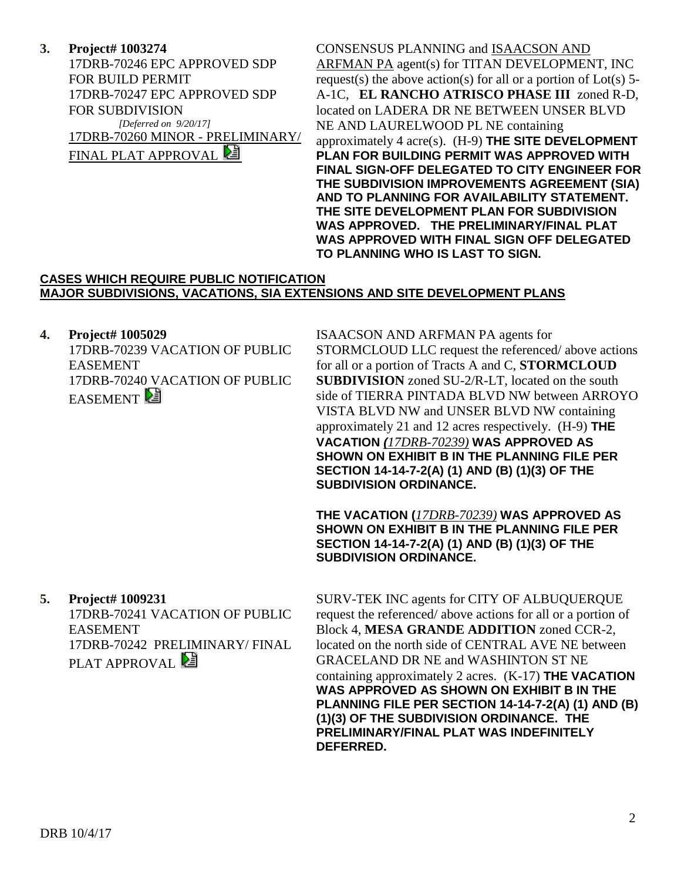**3. Project# 1003274**
17DRB-70246 EPC APPROVED SDP FOR BUILD PERMIT
17DRB-70247 EPC APPROVED SDP FOR SUBDIVISION
*[Deferred on 9/20/17]*
17DRB-70260 MINOR - PRELIMINARY/ FINAL PLAT APPROVAL

CONSENSUS PLANNING and ISAACSON AND ARFMAN PA agent(s) for TITAN DEVELOPMENT, INC request(s) the above action(s) for all or a portion of Lot(s) 5-A-1C, **EL RANCHO ATRISCO PHASE III** zoned R-D, located on LADERA DR NE BETWEEN UNSER BLVD NE AND LAURELWOOD PL NE containing approximately 4 acre(s). (H-9) **THE SITE DEVELOPMENT PLAN FOR BUILDING PERMIT WAS APPROVED WITH FINAL SIGN-OFF DELEGATED TO CITY ENGINEER FOR THE SUBDIVISION IMPROVEMENTS AGREEMENT (SIA) AND TO PLANNING FOR AVAILABILITY STATEMENT. THE SITE DEVELOPMENT PLAN FOR SUBDIVISION WAS APPROVED. THE PRELIMINARY/FINAL PLAT WAS APPROVED WITH FINAL SIGN OFF DELEGATED TO PLANNING WHO IS LAST TO SIGN.**

**CASES WHICH REQUIRE PUBLIC NOTIFICATION**
**MAJOR SUBDIVISIONS, VACATIONS, SIA EXTENSIONS AND SITE DEVELOPMENT PLANS**

**4. Project# 1005029**
17DRB-70239 VACATION OF PUBLIC EASEMENT
17DRB-70240 VACATION OF PUBLIC EASEMENT

ISAACSON AND ARFMAN PA agents for STORMCLOUD LLC request the referenced/ above actions for all or a portion of Tracts A and C, **STORMCLOUD SUBDIVISION** zoned SU-2/R-LT, located on the south side of TIERRA PINTADA BLVD NW between ARROYO VISTA BLVD NW and UNSER BLVD NW containing approximately 21 and 12 acres respectively. (H-9) **THE VACATION *(17DRB-70239)* WAS APPROVED AS SHOWN ON EXHIBIT B IN THE PLANNING FILE PER SECTION 14-14-7-2(A) (1) AND (B) (1)(3) OF THE SUBDIVISION ORDINANCE.**

**THE VACATION (*17DRB-70239)* WAS APPROVED AS SHOWN ON EXHIBIT B IN THE PLANNING FILE PER SECTION 14-14-7-2(A) (1) AND (B) (1)(3) OF THE SUBDIVISION ORDINANCE.**

**5. Project# 1009231**
17DRB-70241 VACATION OF PUBLIC EASEMENT
17DRB-70242 PRELIMINARY/ FINAL PLAT APPROVAL

SURV-TEK INC agents for CITY OF ALBUQUERQUE request the referenced/ above actions for all or a portion of Block 4, **MESA GRANDE ADDITION** zoned CCR-2, located on the north side of CENTRAL AVE NE between GRACELAND DR NE and WASHINTON ST NE containing approximately 2 acres. (K-17) **THE VACATION WAS APPROVED AS SHOWN ON EXHIBIT B IN THE PLANNING FILE PER SECTION 14-14-7-2(A) (1) AND (B) (1)(3) OF THE SUBDIVISION ORDINANCE. THE PRELIMINARY/FINAL PLAT WAS INDEFINITELY DEFERRED.**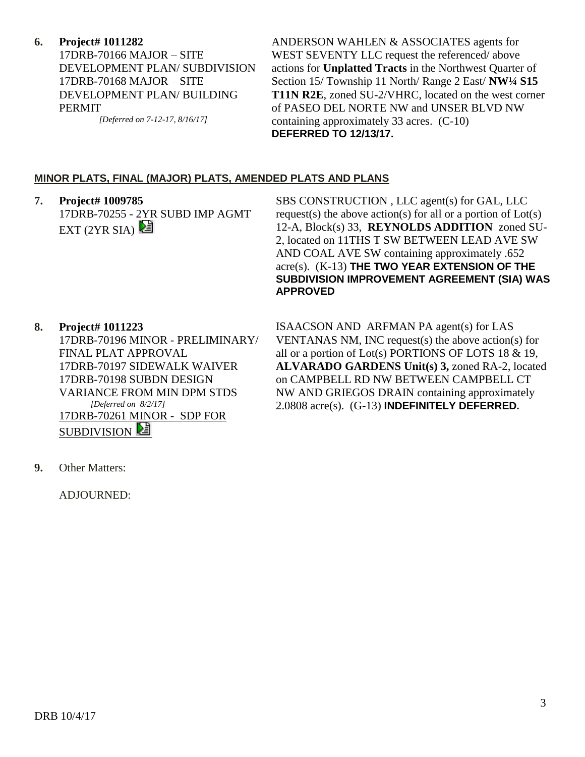6. **Project# 1011282**
17DRB-70166 MAJOR – SITE DEVELOPMENT PLAN/ SUBDIVISION
17DRB-70168 MAJOR – SITE DEVELOPMENT PLAN/ BUILDING PERMIT
*[Deferred on 7-12-17, 8/16/17]*

ANDERSON WAHLEN & ASSOCIATES agents for WEST SEVENTY LLC request the referenced/ above actions for **Unplatted Tracts** in the Northwest Quarter of Section 15/ Township 11 North/ Range 2 East/ **NW¼ S15 T11N R2E**, zoned SU-2/VHRC, located on the west corner of PASEO DEL NORTE NW and UNSER BLVD NW containing approximately 33 acres. (C-10) **DEFERRED TO 12/13/17.**

## MINOR PLATS, FINAL (MAJOR) PLATS, AMENDED PLATS AND PLANS

7. **Project# 1009785**
17DRB-70255 - 2YR SUBD IMP AGMT EXT (2YR SIA)

SBS CONSTRUCTION , LLC agent(s) for GAL, LLC request(s) the above action(s) for all or a portion of Lot(s) 12-A, Block(s) 33, **REYNOLDS ADDITION** zoned SU-2, located on 11THS T SW BETWEEN LEAD AVE SW AND COAL AVE SW containing approximately .652 acre(s). (K-13) **THE TWO YEAR EXTENSION OF THE SUBDIVISION IMPROVEMENT AGREEMENT (SIA) WAS APPROVED**

8. **Project# 1011223**
17DRB-70196 MINOR - PRELIMINARY/ FINAL PLAT APPROVAL
17DRB-70197 SIDEWALK WAIVER
17DRB-70198 SUBDN DESIGN VARIANCE FROM MIN DPM STDS
*[Deferred on 8/2/17]*
17DRB-70261 MINOR - SDP FOR SUBDIVISION

ISAACSON AND ARFMAN PA agent(s) for LAS VENTANAS NM, INC request(s) the above action(s) for all or a portion of Lot(s) PORTIONS OF LOTS 18 & 19, **ALVARADO GARDENS Unit(s) 3,** zoned RA-2, located on CAMPBELL RD NW BETWEEN CAMPBELL CT NW AND GRIEGOS DRAIN containing approximately 2.0808 acre(s). (G-13) **INDEFINITELY DEFERRED.**

9. Other Matters:

ADJOURNED: